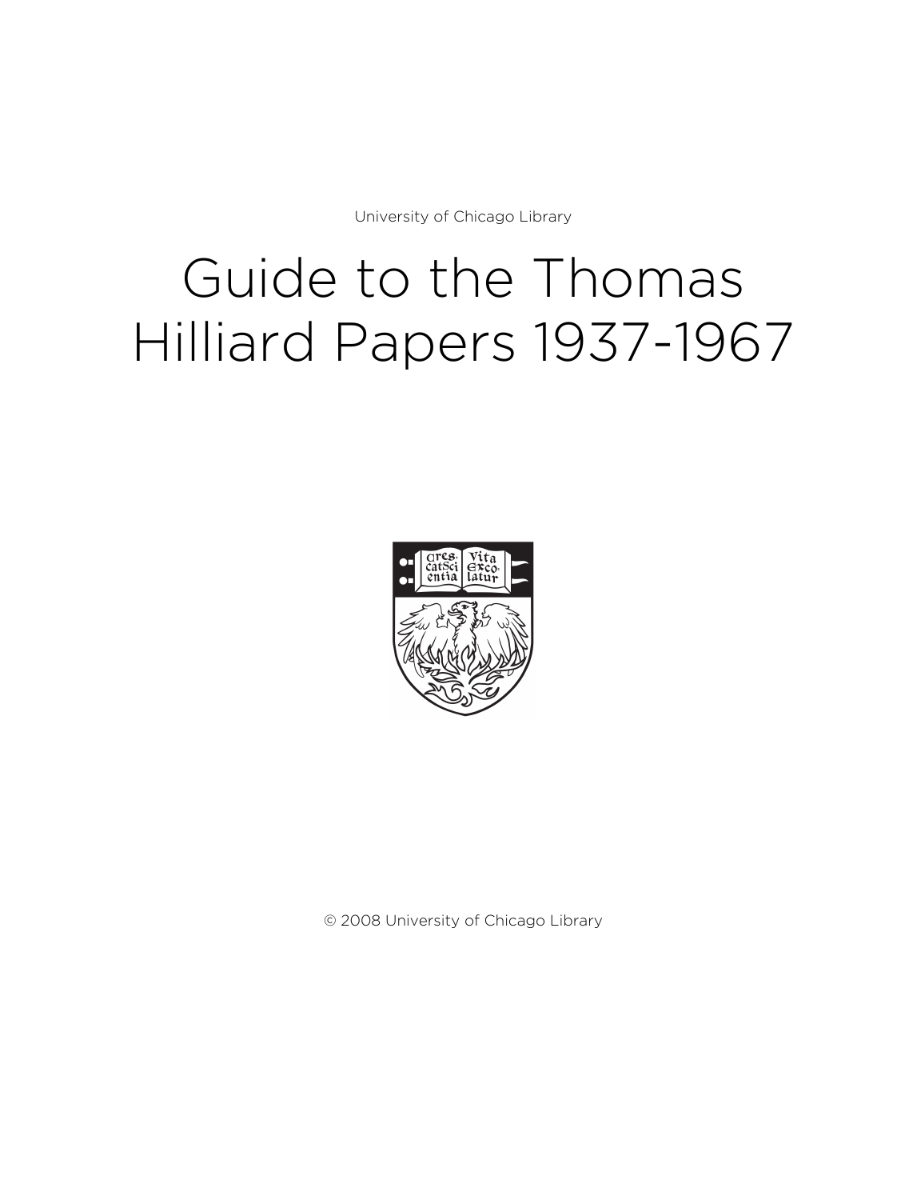University of Chicago Library

# Guide to the Thomas Hilliard Papers 1937-1967

© 2008 University of Chicago Library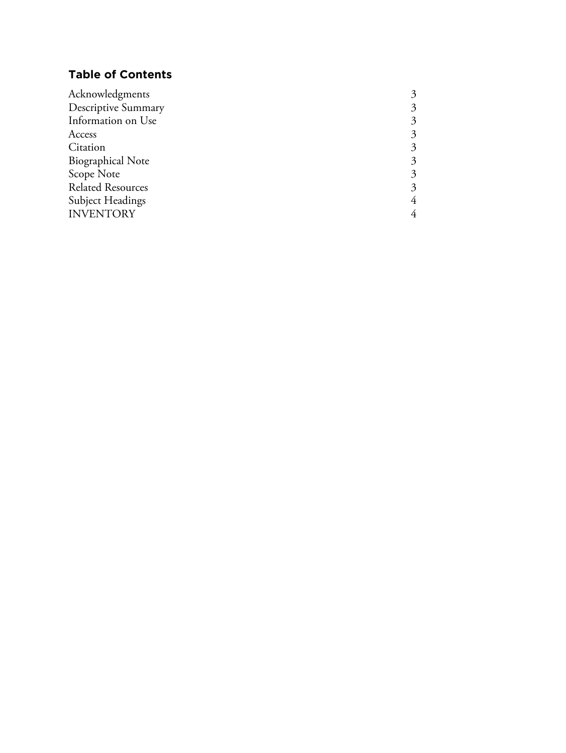## Table of Contents

| | |
|---|---|
| Acknowledgments | 3 |
| Descriptive Summary | 3 |
| Information on Use | 3 |
| Access | 3 |
| Citation | 3 |
| Biographical Note | 3 |
| Scope Note | 3 |
| Related Resources | 3 |
| Subject Headings | 4 |
| INVENTORY | 4 |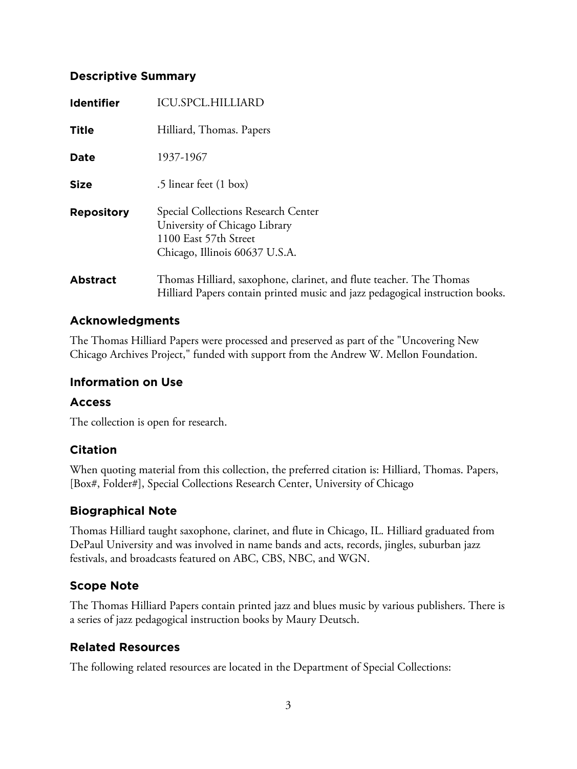## Descriptive Summary

| | |
|---|---|
| **Identifier** | ICU.SPCL.HILLIARD |
| **Title** | Hilliard, Thomas. Papers |
| **Date** | 1937-1967 |
| **Size** | .5 linear feet (1 box) |
| **Repository** | Special Collections Research Center<br>University of Chicago Library<br>1100 East 57th Street<br>Chicago, Illinois 60637 U.S.A. |
| **Abstract** | Thomas Hilliard, saxophone, clarinet, and flute teacher. The Thomas Hilliard Papers contain printed music and jazz pedagogical instruction books. |

## Acknowledgments

The Thomas Hilliard Papers were processed and preserved as part of the "Uncovering New Chicago Archives Project," funded with support from the Andrew W. Mellon Foundation.

## Information on Use

### Access

The collection is open for research.

### Citation

When quoting material from this collection, the preferred citation is: Hilliard, Thomas. Papers, [Box#, Folder#], Special Collections Research Center, University of Chicago

## Biographical Note

Thomas Hilliard taught saxophone, clarinet, and flute in Chicago, IL. Hilliard graduated from DePaul University and was involved in name bands and acts, records, jingles, suburban jazz festivals, and broadcasts featured on ABC, CBS, NBC, and WGN.

## Scope Note

The Thomas Hilliard Papers contain printed jazz and blues music by various publishers. There is a series of jazz pedagogical instruction books by Maury Deutsch.

## Related Resources

The following related resources are located in the Department of Special Collections: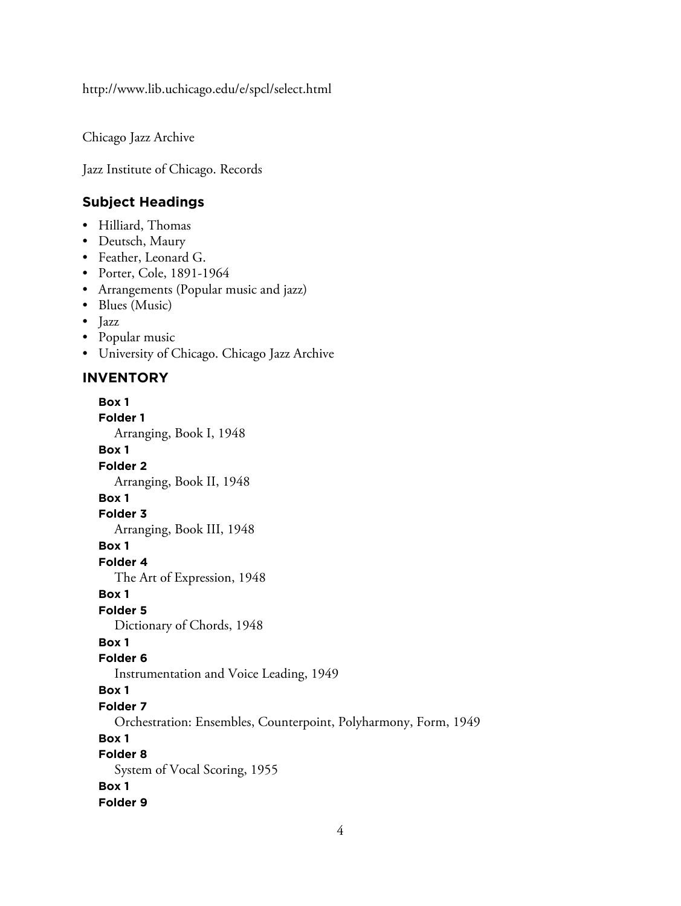http://www.lib.uchicago.edu/e/spcl/select.html

Chicago Jazz Archive

Jazz Institute of Chicago. Records

## Subject Headings

- Hilliard, Thomas
- Deutsch, Maury
- Feather, Leonard G.
- Porter, Cole, 1891-1964
- Arrangements (Popular music and jazz)
- Blues (Music)
- Jazz
- Popular music
- University of Chicago. Chicago Jazz Archive

## INVENTORY

**Box 1**
**Folder 1**
Arranging, Book I, 1948

**Box 1**
**Folder 2**
Arranging, Book II, 1948

**Box 1**
**Folder 3**
Arranging, Book III, 1948

**Box 1**
**Folder 4**
The Art of Expression, 1948

**Box 1**
**Folder 5**
Dictionary of Chords, 1948

**Box 1**
**Folder 6**
Instrumentation and Voice Leading, 1949

**Box 1**
**Folder 7**
Orchestration: Ensembles, Counterpoint, Polyharmony, Form, 1949

**Box 1**
**Folder 8**
System of Vocal Scoring, 1955

**Box 1**
**Folder 9**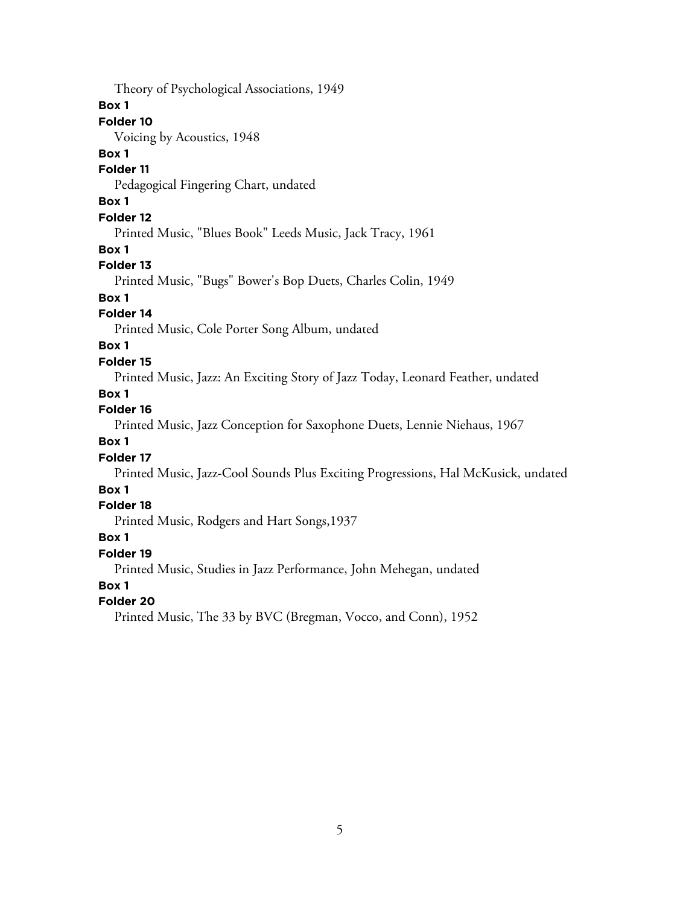Theory of Psychological Associations, 1949

**Box 1**

**Folder 10**

Voicing by Acoustics, 1948

**Box 1**

**Folder 11**

Pedagogical Fingering Chart, undated

**Box 1**

**Folder 12**

Printed Music, "Blues Book" Leeds Music, Jack Tracy, 1961

**Box 1**

**Folder 13**

Printed Music, "Bugs" Bower's Bop Duets, Charles Colin, 1949

**Box 1**

**Folder 14**

Printed Music, Cole Porter Song Album, undated

**Box 1**

**Folder 15**

Printed Music, Jazz: An Exciting Story of Jazz Today, Leonard Feather, undated

**Box 1**

**Folder 16**

Printed Music, Jazz Conception for Saxophone Duets, Lennie Niehaus, 1967

**Box 1**

**Folder 17**

Printed Music, Jazz-Cool Sounds Plus Exciting Progressions, Hal McKusick, undated

**Box 1**

**Folder 18**

Printed Music, Rodgers and Hart Songs,1937

**Box 1**

**Folder 19**

Printed Music, Studies in Jazz Performance, John Mehegan, undated

**Box 1**

**Folder 20**

Printed Music, The 33 by BVC (Bregman, Vocco, and Conn), 1952